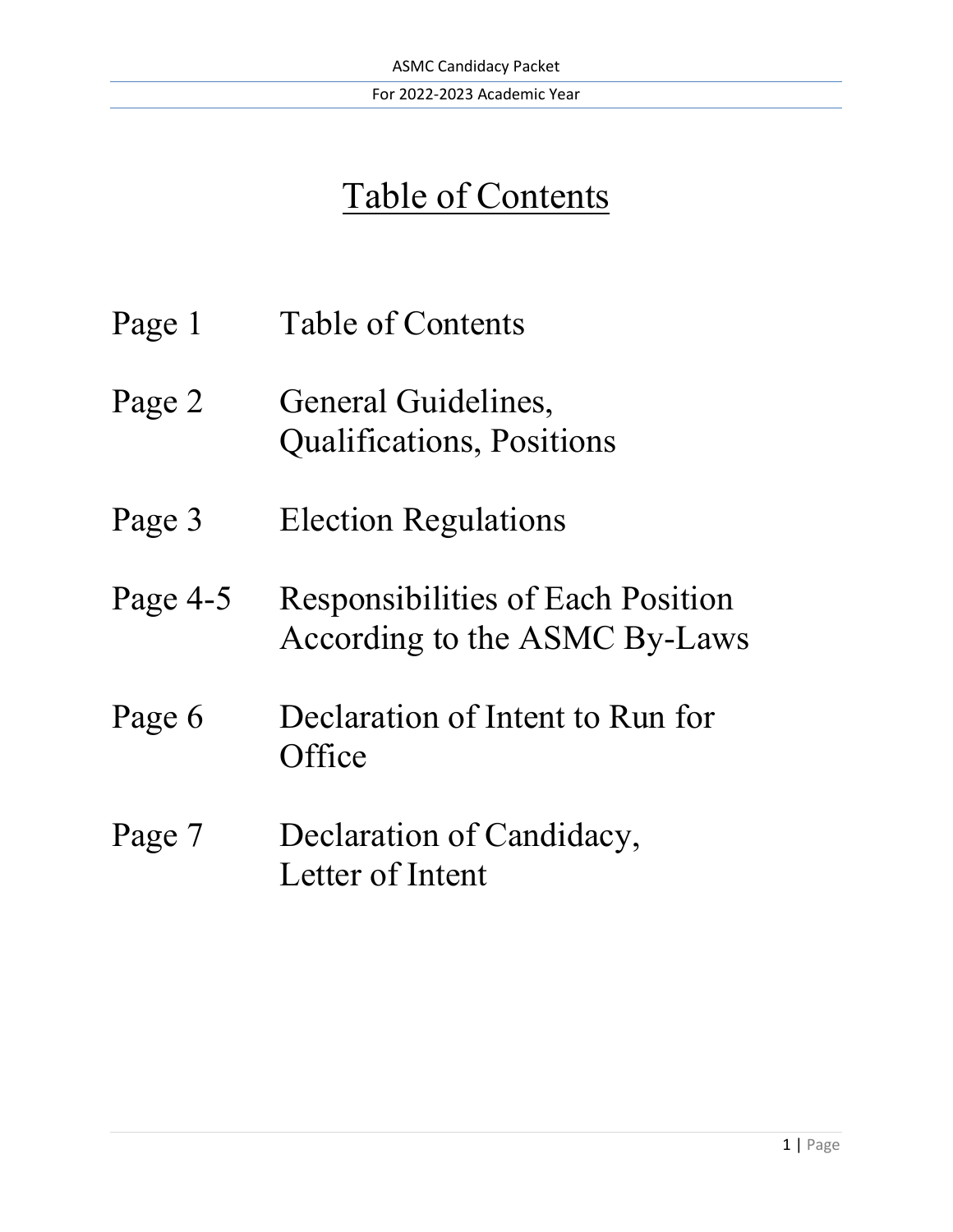# Table of Contents

| | |
|---|---|
| Page 1 | Table of Contents |
| Page 2 | General Guidelines, Qualifications, Positions |
| Page 3 | Election Regulations |
| Page 4-5 | Responsibilities of Each Position According to the ASMC By-Laws |
| Page 6 | Declaration of Intent to Run for Office |
| Page 7 | Declaration of Candidacy, Letter of Intent |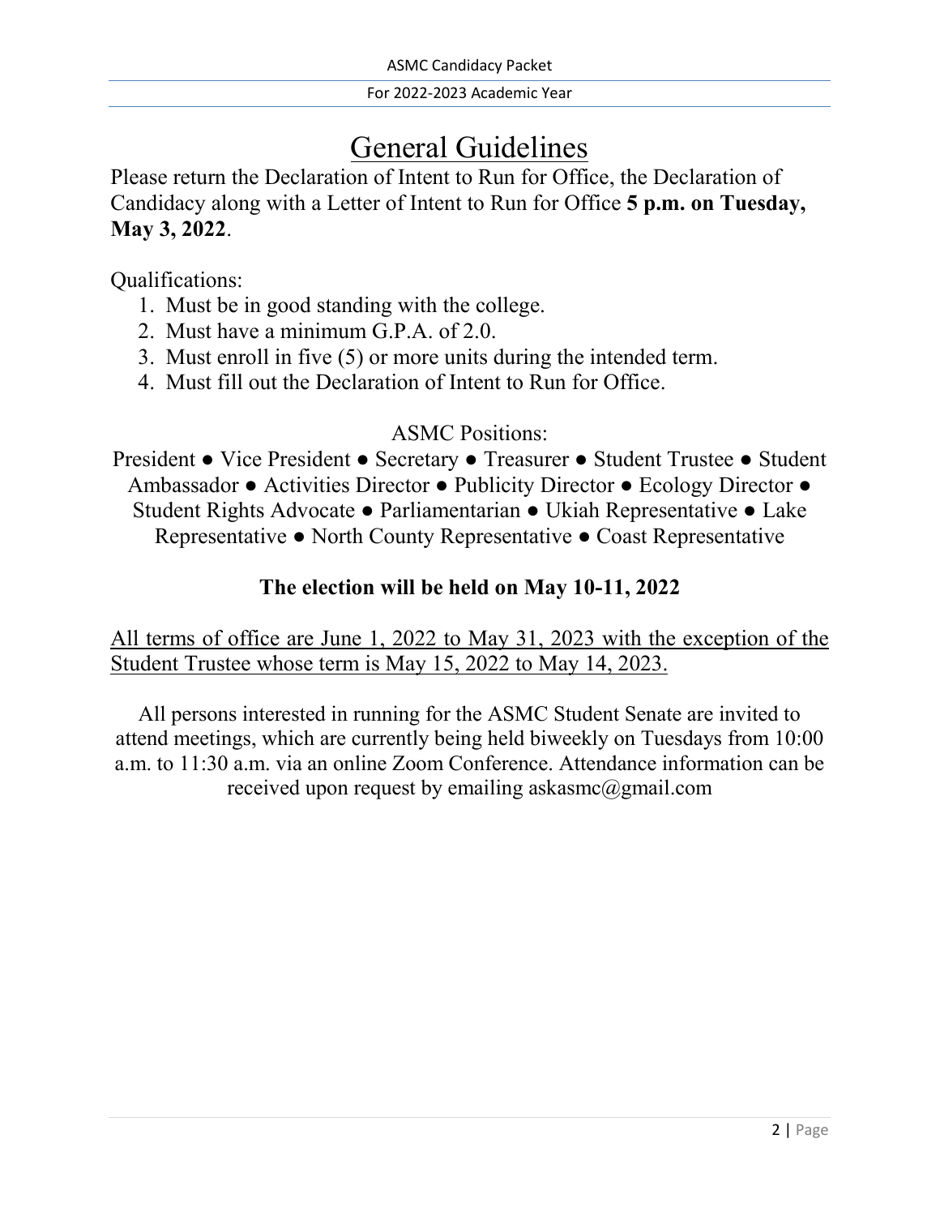# General Guidelines

Please return the Declaration of Intent to Run for Office, the Declaration of Candidacy along with a Letter of Intent to Run for Office **5 p.m. on Tuesday, May 3, 2022**.

Qualifications:

1. Must be in good standing with the college.
2. Must have a minimum G.P.A. of 2.0.
3. Must enroll in five (5) or more units during the intended term.
4. Must fill out the Declaration of Intent to Run for Office.

ASMC Positions:

President ● Vice President ● Secretary ● Treasurer ● Student Trustee ● Student Ambassador ● Activities Director ● Publicity Director ● Ecology Director ● Student Rights Advocate ● Parliamentarian ● Ukiah Representative ● Lake Representative ● North County Representative ● Coast Representative

**The election will be held on May 10-11, 2022**

All terms of office are June 1, 2022 to May 31, 2023 with the exception of the Student Trustee whose term is May 15, 2022 to May 14, 2023.

All persons interested in running for the ASMC Student Senate are invited to attend meetings, which are currently being held biweekly on Tuesdays from 10:00 a.m. to 11:30 a.m. via an online Zoom Conference. Attendance information can be received upon request by emailing askasmc@gmail.com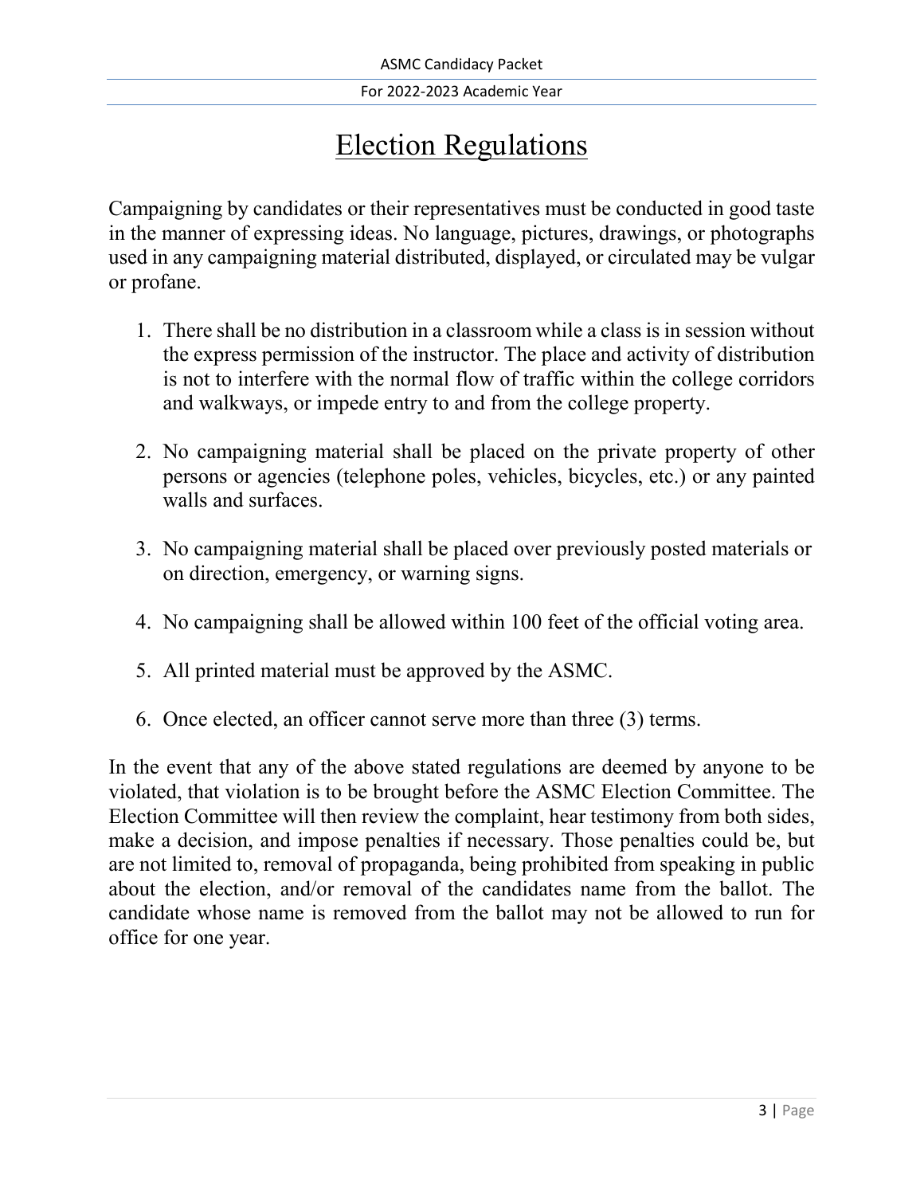# Election Regulations

Campaigning by candidates or their representatives must be conducted in good taste in the manner of expressing ideas. No language, pictures, drawings, or photographs used in any campaigning material distributed, displayed, or circulated may be vulgar or profane.

1. There shall be no distribution in a classroom while a class is in session without the express permission of the instructor. The place and activity of distribution is not to interfere with the normal flow of traffic within the college corridors and walkways, or impede entry to and from the college property.

2. No campaigning material shall be placed on the private property of other persons or agencies (telephone poles, vehicles, bicycles, etc.) or any painted walls and surfaces.

3. No campaigning material shall be placed over previously posted materials or on direction, emergency, or warning signs.

4. No campaigning shall be allowed within 100 feet of the official voting area.

5. All printed material must be approved by the ASMC.

6. Once elected, an officer cannot serve more than three (3) terms.

In the event that any of the above stated regulations are deemed by anyone to be violated, that violation is to be brought before the ASMC Election Committee. The Election Committee will then review the complaint, hear testimony from both sides, make a decision, and impose penalties if necessary. Those penalties could be, but are not limited to, removal of propaganda, being prohibited from speaking in public about the election, and/or removal of the candidates name from the ballot. The candidate whose name is removed from the ballot may not be allowed to run for office for one year.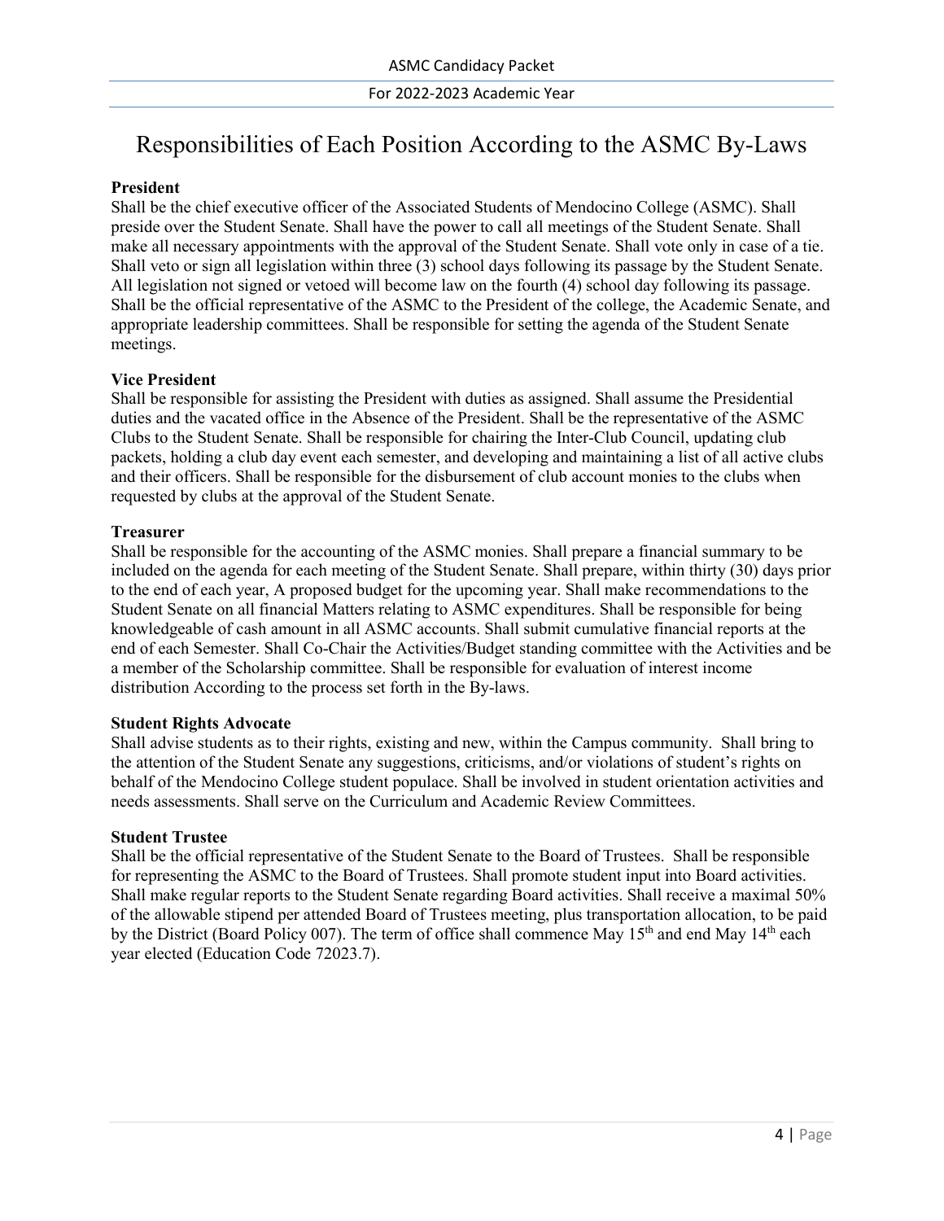# Responsibilities of Each Position According to the ASMC By-Laws

**President**
Shall be the chief executive officer of the Associated Students of Mendocino College (ASMC). Shall preside over the Student Senate. Shall have the power to call all meetings of the Student Senate. Shall make all necessary appointments with the approval of the Student Senate. Shall vote only in case of a tie. Shall veto or sign all legislation within three (3) school days following its passage by the Student Senate. All legislation not signed or vetoed will become law on the fourth (4) school day following its passage. Shall be the official representative of the ASMC to the President of the college, the Academic Senate, and appropriate leadership committees. Shall be responsible for setting the agenda of the Student Senate meetings.

**Vice President**
Shall be responsible for assisting the President with duties as assigned. Shall assume the Presidential duties and the vacated office in the Absence of the President. Shall be the representative of the ASMC Clubs to the Student Senate. Shall be responsible for chairing the Inter-Club Council, updating club packets, holding a club day event each semester, and developing and maintaining a list of all active clubs and their officers. Shall be responsible for the disbursement of club account monies to the clubs when requested by clubs at the approval of the Student Senate.

**Treasurer**
Shall be responsible for the accounting of the ASMC monies. Shall prepare a financial summary to be included on the agenda for each meeting of the Student Senate. Shall prepare, within thirty (30) days prior to the end of each year, A proposed budget for the upcoming year. Shall make recommendations to the Student Senate on all financial Matters relating to ASMC expenditures. Shall be responsible for being knowledgeable of cash amount in all ASMC accounts. Shall submit cumulative financial reports at the end of each Semester. Shall Co-Chair the Activities/Budget standing committee with the Activities and be a member of the Scholarship committee. Shall be responsible for evaluation of interest income distribution According to the process set forth in the By-laws.

**Student Rights Advocate**
Shall advise students as to their rights, existing and new, within the Campus community. Shall bring to the attention of the Student Senate any suggestions, criticisms, and/or violations of student's rights on behalf of the Mendocino College student populace. Shall be involved in student orientation activities and needs assessments. Shall serve on the Curriculum and Academic Review Committees.

**Student Trustee**
Shall be the official representative of the Student Senate to the Board of Trustees. Shall be responsible for representing the ASMC to the Board of Trustees. Shall promote student input into Board activities. Shall make regular reports to the Student Senate regarding Board activities. Shall receive a maximal 50% of the allowable stipend per attended Board of Trustees meeting, plus transportation allocation, to be paid by the District (Board Policy 007). The term of office shall commence May 15th and end May 14th each year elected (Education Code 72023.7).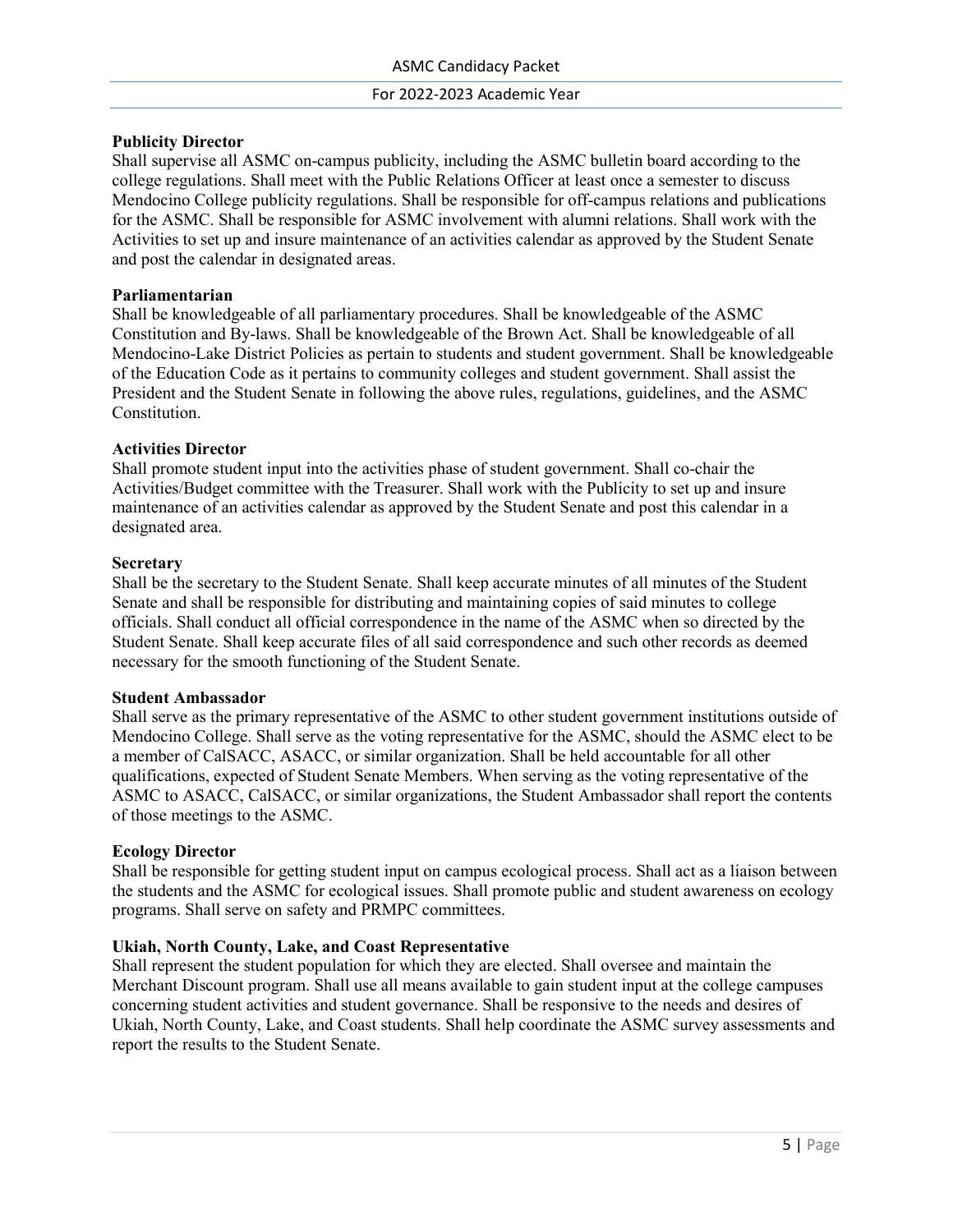**Publicity Director**

Shall supervise all ASMC on-campus publicity, including the ASMC bulletin board according to the college regulations. Shall meet with the Public Relations Officer at least once a semester to discuss Mendocino College publicity regulations. Shall be responsible for off-campus relations and publications for the ASMC. Shall be responsible for ASMC involvement with alumni relations. Shall work with the Activities to set up and insure maintenance of an activities calendar as approved by the Student Senate and post the calendar in designated areas.

**Parliamentarian**

Shall be knowledgeable of all parliamentary procedures. Shall be knowledgeable of the ASMC Constitution and By-laws. Shall be knowledgeable of the Brown Act. Shall be knowledgeable of all Mendocino-Lake District Policies as pertain to students and student government. Shall be knowledgeable of the Education Code as it pertains to community colleges and student government. Shall assist the President and the Student Senate in following the above rules, regulations, guidelines, and the ASMC Constitution.

**Activities Director**

Shall promote student input into the activities phase of student government. Shall co-chair the Activities/Budget committee with the Treasurer. Shall work with the Publicity to set up and insure maintenance of an activities calendar as approved by the Student Senate and post this calendar in a designated area.

**Secretary**

Shall be the secretary to the Student Senate. Shall keep accurate minutes of all minutes of the Student Senate and shall be responsible for distributing and maintaining copies of said minutes to college officials. Shall conduct all official correspondence in the name of the ASMC when so directed by the Student Senate. Shall keep accurate files of all said correspondence and such other records as deemed necessary for the smooth functioning of the Student Senate.

**Student Ambassador**

Shall serve as the primary representative of the ASMC to other student government institutions outside of Mendocino College. Shall serve as the voting representative for the ASMC, should the ASMC elect to be a member of CalSACC, ASACC, or similar organization. Shall be held accountable for all other qualifications, expected of Student Senate Members. When serving as the voting representative of the ASMC to ASACC, CalSACC, or similar organizations, the Student Ambassador shall report the contents of those meetings to the ASMC.

**Ecology Director**

Shall be responsible for getting student input on campus ecological process. Shall act as a liaison between the students and the ASMC for ecological issues. Shall promote public and student awareness on ecology programs. Shall serve on safety and PRMPC committees.

**Ukiah, North County, Lake, and Coast Representative**

Shall represent the student population for which they are elected. Shall oversee and maintain the Merchant Discount program. Shall use all means available to gain student input at the college campuses concerning student activities and student governance. Shall be responsive to the needs and desires of Ukiah, North County, Lake, and Coast students. Shall help coordinate the ASMC survey assessments and report the results to the Student Senate.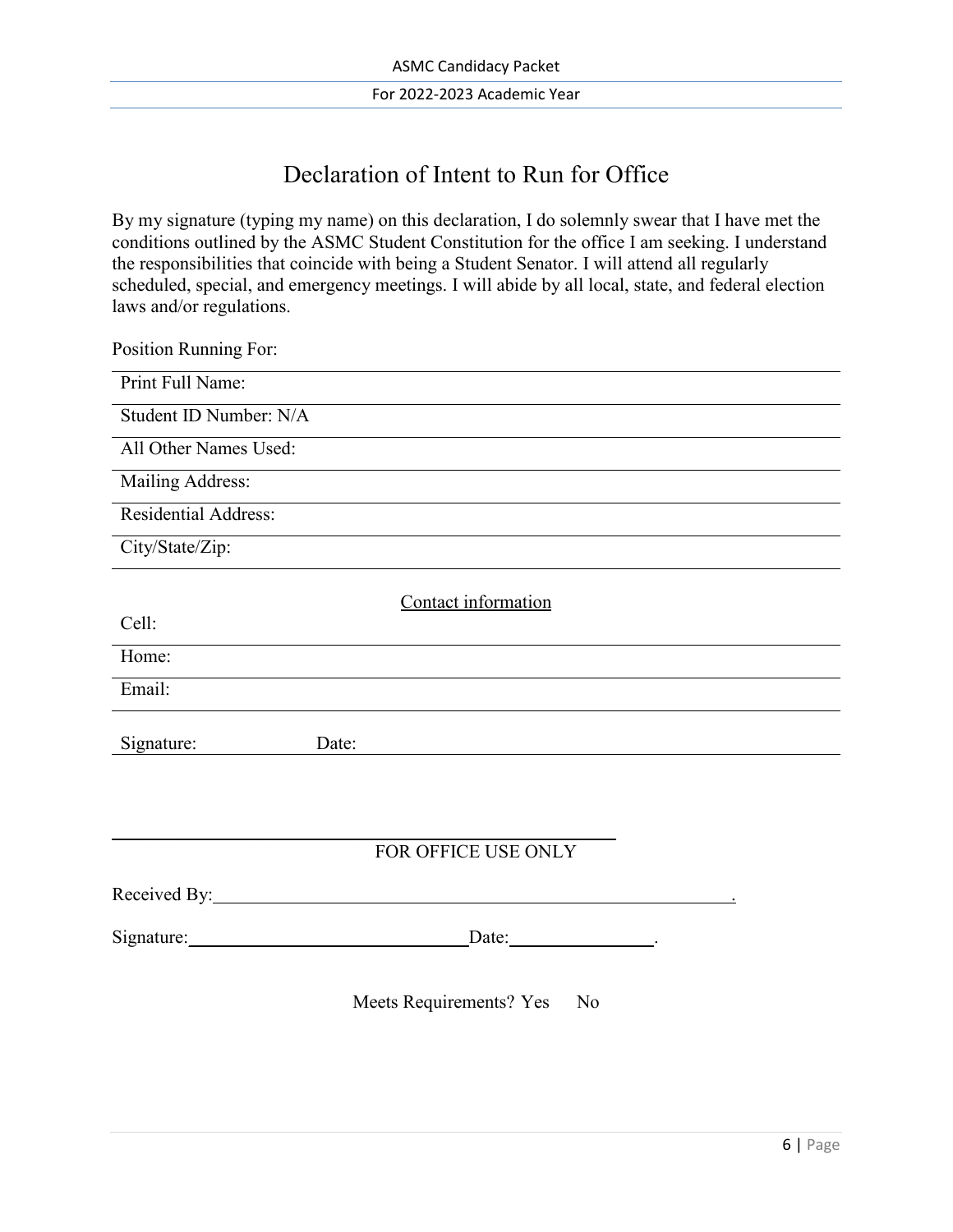# Declaration of Intent to Run for Office

By my signature (typing my name) on this declaration, I do solemnly swear that I have met the conditions outlined by the ASMC Student Constitution for the office I am seeking. I understand the responsibilities that coincide with being a Student Senator. I will attend all regularly scheduled, special, and emergency meetings. I will abide by all local, state, and federal election laws and/or regulations.

Position Running For:

Print Full Name:

Student ID Number: N/A

All Other Names Used:

Mailing Address:

Residential Address:

City/State/Zip:

Contact information

Cell:

Home:

Email:

Signature: Date:

FOR OFFICE USE ONLY

Received By:________________________________________________.

Signature:____________________________Date:_______________.

Meets Requirements? Yes No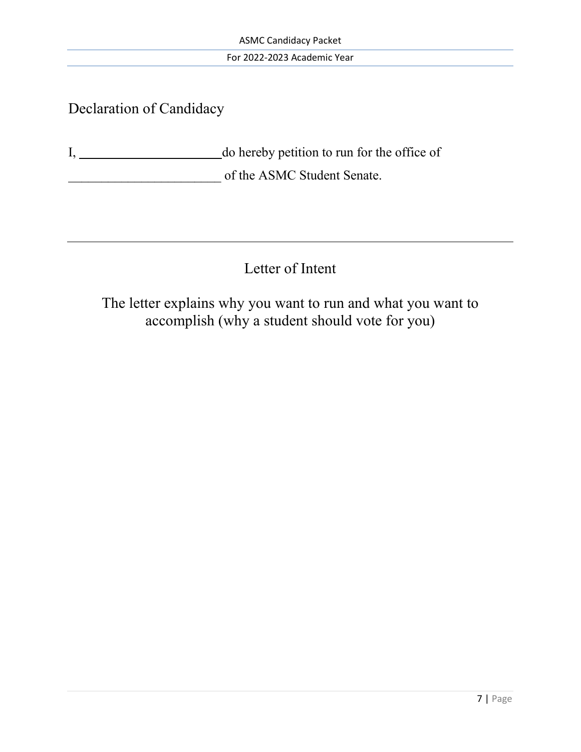## Declaration of Candidacy

I, ______________________ do hereby petition to run for the office of ________________________ of the ASMC Student Senate.

---

## Letter of Intent

The letter explains why you want to run and what you want to accomplish (why a student should vote for you)